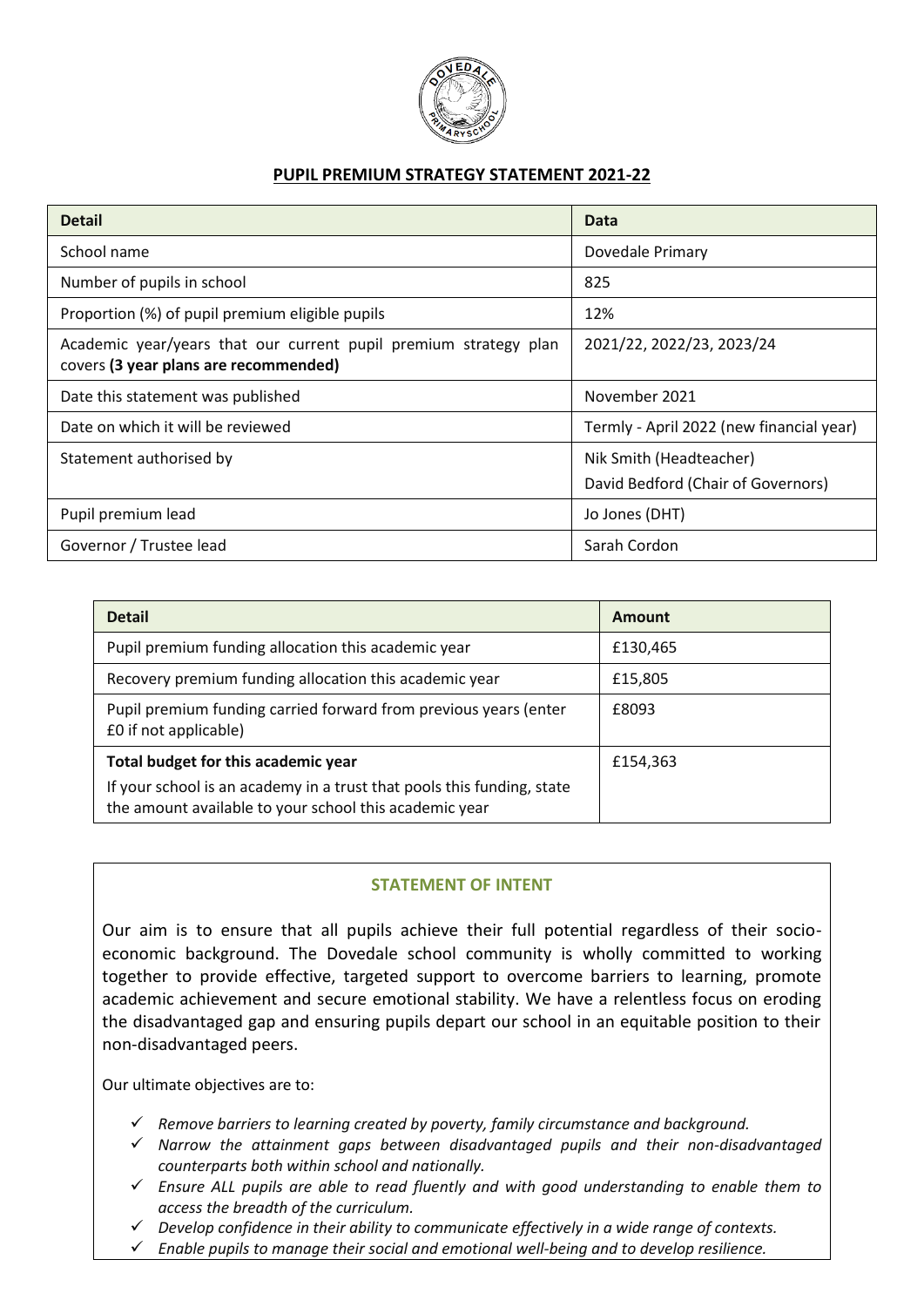## PUPIL PREMIUM STRATEGY STATEMENT 2021-22

| Detail | Data |
|---|---|
| School name | Dovedale Primary |
| Number of pupils in school | 825 |
| Proportion (%) of pupil premium eligible pupils | 12% |
| Academic year/years that our current pupil premium strategy plan covers **(3 year plans are recommended)** | 2021/22, 2022/23, 2023/24 |
| Date this statement was published | November 2021 |
| Date on which it will be reviewed | Termly - April 2022 (new financial year) |
| Statement authorised by | Nik Smith (Headteacher)<br>David Bedford (Chair of Governors) |
| Pupil premium lead | Jo Jones (DHT) |
| Governor / Trustee lead | Sarah Cordon |

| Detail | Amount |
|---|---|
| Pupil premium funding allocation this academic year | £130,465 |
| Recovery premium funding allocation this academic year | £15,805 |
| Pupil premium funding carried forward from previous years (enter £0 if not applicable) | £8093 |
| **Total budget for this academic year**<br>If your school is an academy in a trust that pools this funding, state the amount available to your school this academic year | £154,363 |

### STATEMENT OF INTENT

Our aim is to ensure that all pupils achieve their full potential regardless of their socio-economic background. The Dovedale school community is wholly committed to working together to provide effective, targeted support to overcome barriers to learning, promote academic achievement and secure emotional stability. We have a relentless focus on eroding the disadvantaged gap and ensuring pupils depart our school in an equitable position to their non-disadvantaged peers.

Our ultimate objectives are to:

- ✓ *Remove barriers to learning created by poverty, family circumstance and background.*
- ✓ *Narrow the attainment gaps between disadvantaged pupils and their non-disadvantaged counterparts both within school and nationally.*
- ✓ *Ensure ALL pupils are able to read fluently and with good understanding to enable them to access the breadth of the curriculum.*
- ✓ *Develop confidence in their ability to communicate effectively in a wide range of contexts.*
- ✓ *Enable pupils to manage their social and emotional well-being and to develop resilience.*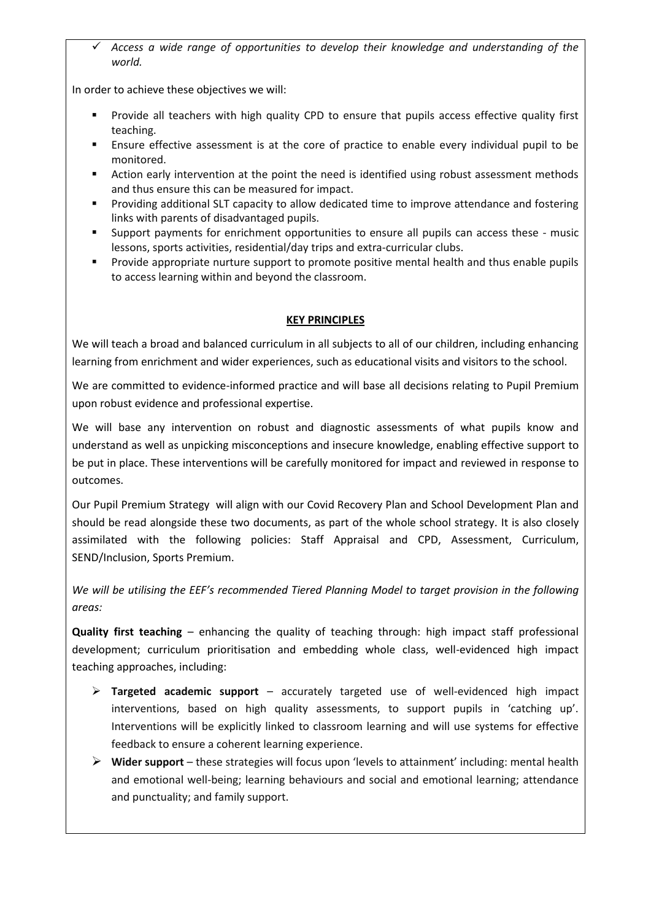- ✓ *Access a wide range of opportunities to develop their knowledge and understanding of the world.*

In order to achieve these objectives we will:

- Provide all teachers with high quality CPD to ensure that pupils access effective quality first teaching.
- Ensure effective assessment is at the core of practice to enable every individual pupil to be monitored.
- Action early intervention at the point the need is identified using robust assessment methods and thus ensure this can be measured for impact.
- Providing additional SLT capacity to allow dedicated time to improve attendance and fostering links with parents of disadvantaged pupils.
- Support payments for enrichment opportunities to ensure all pupils can access these - music lessons, sports activities, residential/day trips and extra-curricular clubs.
- Provide appropriate nurture support to promote positive mental health and thus enable pupils to access learning within and beyond the classroom.

## KEY PRINCIPLES

We will teach a broad and balanced curriculum in all subjects to all of our children, including enhancing learning from enrichment and wider experiences, such as educational visits and visitors to the school.

We are committed to evidence-informed practice and will base all decisions relating to Pupil Premium upon robust evidence and professional expertise.

We will base any intervention on robust and diagnostic assessments of what pupils know and understand as well as unpicking misconceptions and insecure knowledge, enabling effective support to be put in place. These interventions will be carefully monitored for impact and reviewed in response to outcomes.

Our Pupil Premium Strategy will align with our Covid Recovery Plan and School Development Plan and should be read alongside these two documents, as part of the whole school strategy. It is also closely assimilated with the following policies: Staff Appraisal and CPD, Assessment, Curriculum, SEND/Inclusion, Sports Premium.

*We will be utilising the EEF's recommended Tiered Planning Model to target provision in the following areas:*

**Quality first teaching** – enhancing the quality of teaching through: high impact staff professional development; curriculum prioritisation and embedding whole class, well-evidenced high impact teaching approaches, including:

- **Targeted academic support** – accurately targeted use of well-evidenced high impact interventions, based on high quality assessments, to support pupils in 'catching up'. Interventions will be explicitly linked to classroom learning and will use systems for effective feedback to ensure a coherent learning experience.
- **Wider support** – these strategies will focus upon 'levels to attainment' including: mental health and emotional well-being; learning behaviours and social and emotional learning; attendance and punctuality; and family support.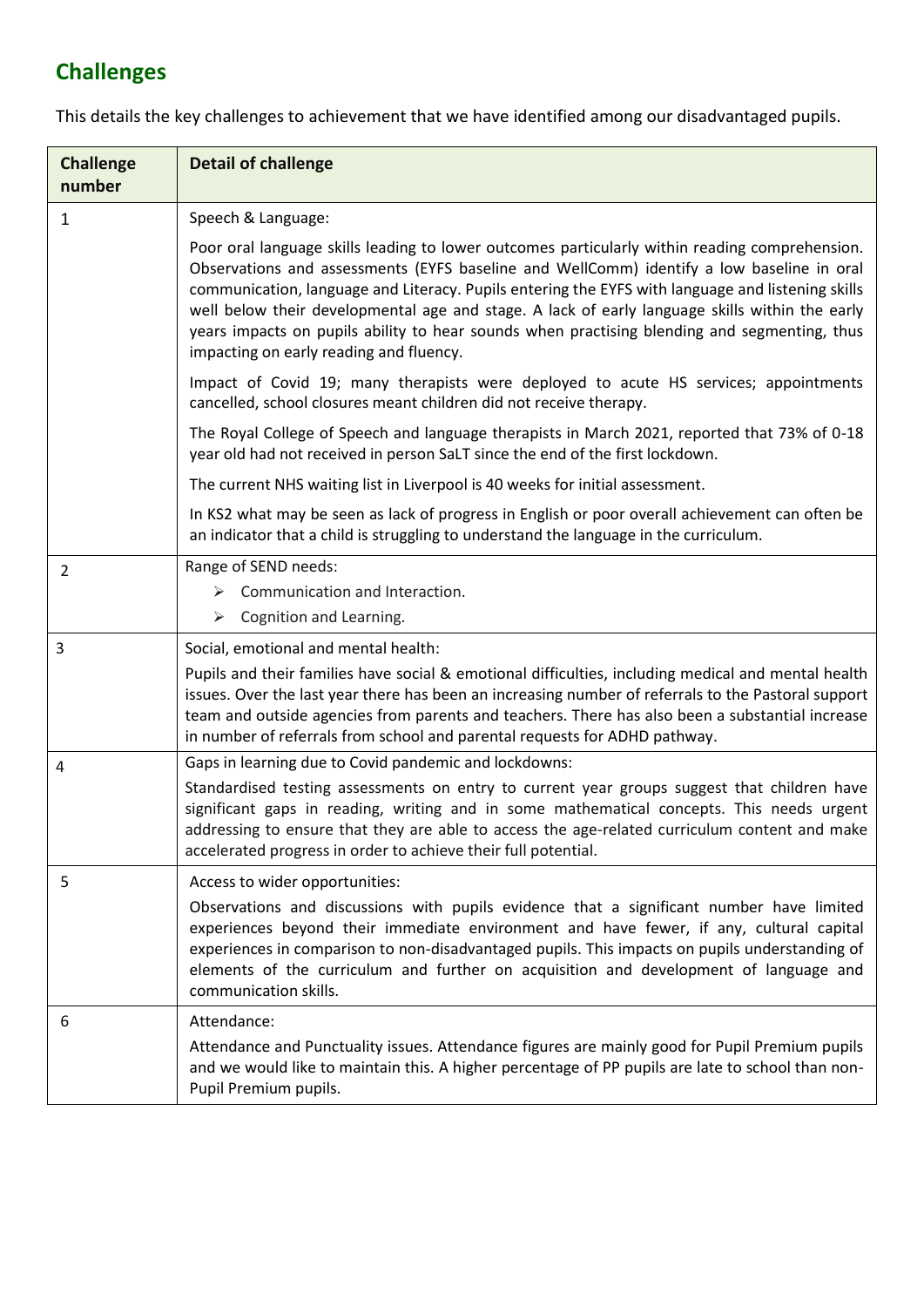## Challenges

This details the key challenges to achievement that we have identified among our disadvantaged pupils.

| Challenge number | Detail of challenge |
|---|---|
| 1 | Speech & Language:<br><br>Poor oral language skills leading to lower outcomes particularly within reading comprehension. Observations and assessments (EYFS baseline and WellComm) identify a low baseline in oral communication, language and Literacy. Pupils entering the EYFS with language and listening skills well below their developmental age and stage. A lack of early language skills within the early years impacts on pupils ability to hear sounds when practising blending and segmenting, thus impacting on early reading and fluency.<br><br>Impact of Covid 19; many therapists were deployed to acute HS services; appointments cancelled, school closures meant children did not receive therapy.<br><br>The Royal College of Speech and language therapists in March 2021, reported that 73% of 0-18 year old had not received in person SaLT since the end of the first lockdown.<br><br>The current NHS waiting list in Liverpool is 40 weeks for initial assessment.<br><br>In KS2 what may be seen as lack of progress in English or poor overall achievement can often be an indicator that a child is struggling to understand the language in the curriculum. |
| 2 | Range of SEND needs:<br>➢ Communication and Interaction.<br>➢ Cognition and Learning. |
| 3 | Social, emotional and mental health:<br>Pupils and their families have social & emotional difficulties, including medical and mental health issues. Over the last year there has been an increasing number of referrals to the Pastoral support team and outside agencies from parents and teachers. There has also been a substantial increase in number of referrals from school and parental requests for ADHD pathway. |
| 4 | Gaps in learning due to Covid pandemic and lockdowns:<br>Standardised testing assessments on entry to current year groups suggest that children have significant gaps in reading, writing and in some mathematical concepts. This needs urgent addressing to ensure that they are able to access the age-related curriculum content and make accelerated progress in order to achieve their full potential. |
| 5 | Access to wider opportunities:<br>Observations and discussions with pupils evidence that a significant number have limited experiences beyond their immediate environment and have fewer, if any, cultural capital experiences in comparison to non-disadvantaged pupils. This impacts on pupils understanding of elements of the curriculum and further on acquisition and development of language and communication skills. |
| 6 | Attendance:<br>Attendance and Punctuality issues. Attendance figures are mainly good for Pupil Premium pupils and we would like to maintain this. A higher percentage of PP pupils are late to school than non-Pupil Premium pupils. |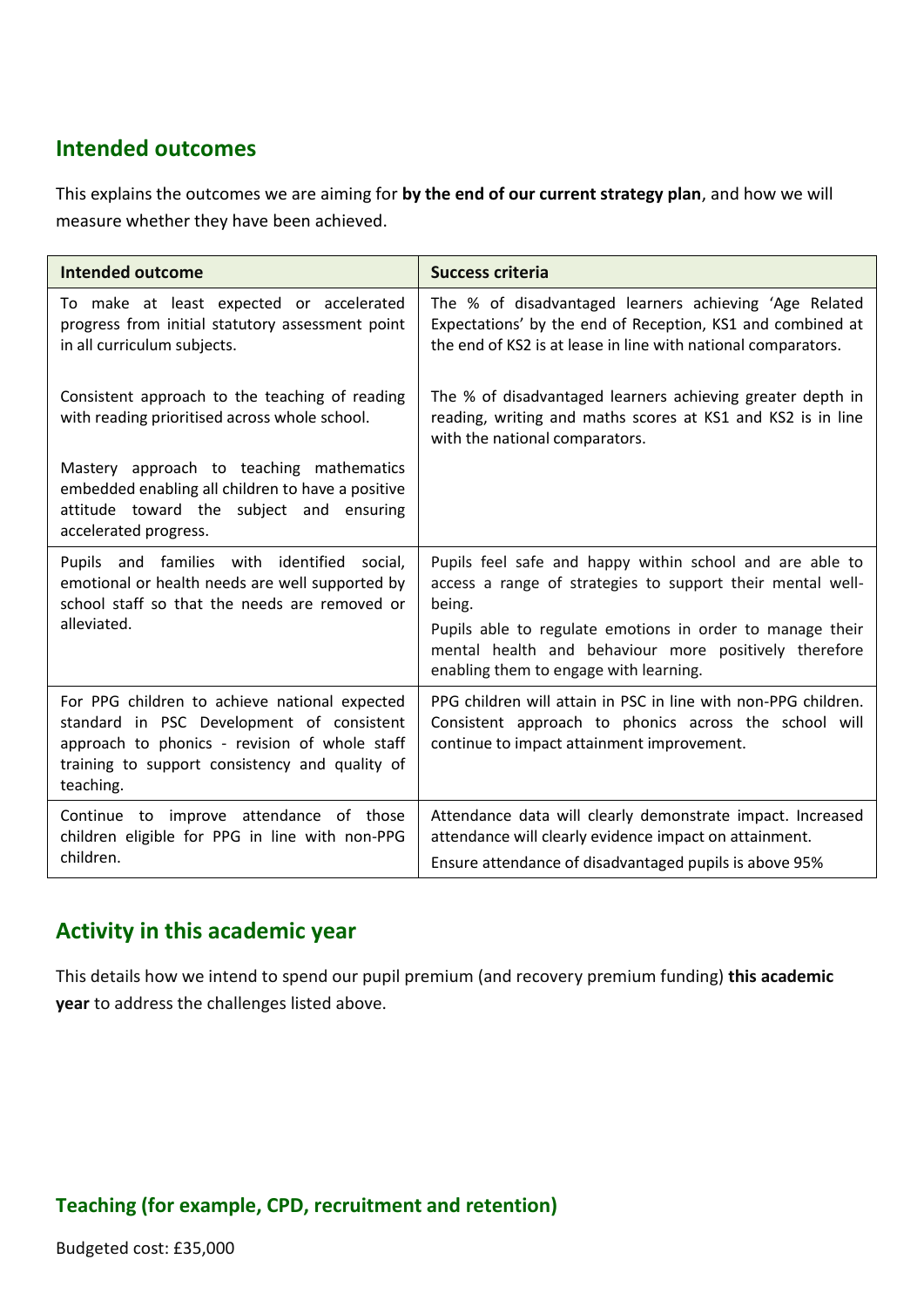## Intended outcomes

This explains the outcomes we are aiming for **by the end of our current strategy plan**, and how we will measure whether they have been achieved.

| Intended outcome | Success criteria |
|---|---|
| To make at least expected or accelerated progress from initial statutory assessment point in all curriculum subjects.<br><br>Consistent approach to the teaching of reading with reading prioritised across whole school.<br><br>Mastery approach to teaching mathematics embedded enabling all children to have a positive attitude toward the subject and ensuring accelerated progress. | The % of disadvantaged learners achieving 'Age Related Expectations' by the end of Reception, KS1 and combined at the end of KS2 is at lease in line with national comparators.<br><br>The % of disadvantaged learners achieving greater depth in reading, writing and maths scores at KS1 and KS2 is in line with the national comparators. |
| Pupils and families with identified social, emotional or health needs are well supported by school staff so that the needs are removed or alleviated. | Pupils feel safe and happy within school and are able to access a range of strategies to support their mental well-being.<br><br>Pupils able to regulate emotions in order to manage their mental health and behaviour more positively therefore enabling them to engage with learning. |
| For PPG children to achieve national expected standard in PSC Development of consistent approach to phonics - revision of whole staff training to support consistency and quality of teaching. | PPG children will attain in PSC in line with non-PPG children. Consistent approach to phonics across the school will continue to impact attainment improvement. |
| Continue to improve attendance of those children eligible for PPG in line with non-PPG children. | Attendance data will clearly demonstrate impact. Increased attendance will clearly evidence impact on attainment.<br><br>Ensure attendance of disadvantaged pupils is above 95% |

## Activity in this academic year

This details how we intend to spend our pupil premium (and recovery premium funding) **this academic year** to address the challenges listed above.

### Teaching (for example, CPD, recruitment and retention)

Budgeted cost: £35,000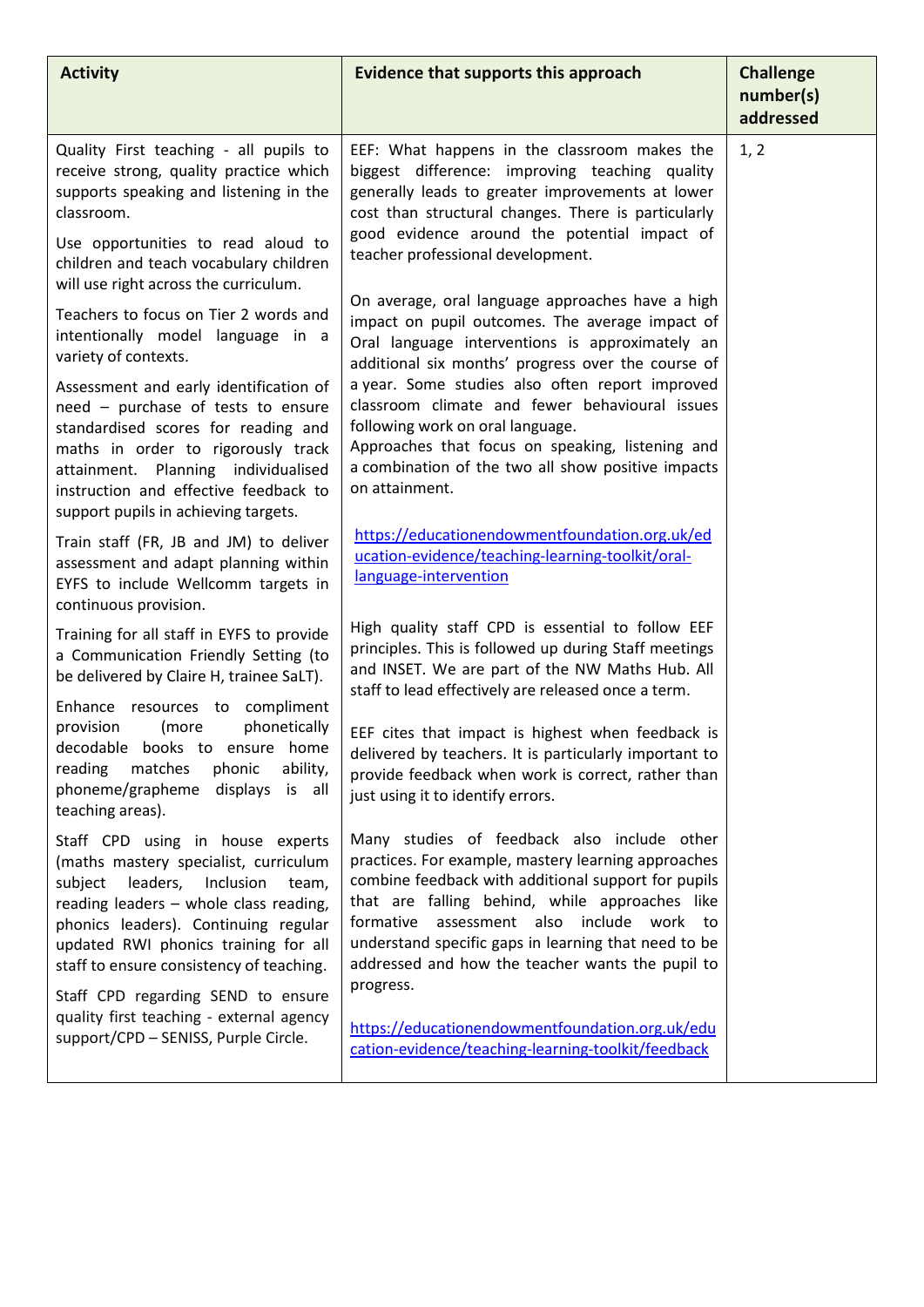| Activity | Evidence that supports this approach | Challenge number(s) addressed |
|---|---|---|
| Quality First teaching - all pupils to receive strong, quality practice which supports speaking and listening in the classroom.<br><br>Use opportunities to read aloud to children and teach vocabulary children will use right across the curriculum.<br><br>Teachers to focus on Tier 2 words and intentionally model language in a variety of contexts.<br><br>Assessment and early identification of need – purchase of tests to ensure standardised scores for reading and maths in order to rigorously track attainment. Planning individualised instruction and effective feedback to support pupils in achieving targets.<br><br>Train staff (FR, JB and JM) to deliver assessment and adapt planning within EYFS to include Wellcomm targets in continuous provision.<br><br>Training for all staff in EYFS to provide a Communication Friendly Setting (to be delivered by Claire H, trainee SaLT).<br><br>Enhance resources to compliment provision (more phonetically decodable books to ensure home reading matches phonic ability, phoneme/grapheme displays is all teaching areas).<br><br>Staff CPD using in house experts (maths mastery specialist, curriculum subject leaders, Inclusion team, reading leaders – whole class reading, phonics leaders). Continuing regular updated RWI phonics training for all staff to ensure consistency of teaching.<br><br>Staff CPD regarding SEND to ensure quality first teaching - external agency support/CPD – SENISS, Purple Circle. | EEF: What happens in the classroom makes the biggest difference: improving teaching quality generally leads to greater improvements at lower cost than structural changes. There is particularly good evidence around the potential impact of teacher professional development.<br><br>On average, oral language approaches have a high impact on pupil outcomes. The average impact of Oral language interventions is approximately an additional six months' progress over the course of a year. Some studies also often report improved classroom climate and fewer behavioural issues following work on oral language.<br>Approaches that focus on speaking, listening and a combination of the two all show positive impacts on attainment.<br><br>[https://educationendowmentfoundation.org.uk/education-evidence/teaching-learning-toolkit/oral-language-intervention](https://educationendowmentfoundation.org.uk/education-evidence/teaching-learning-toolkit/oral-language-intervention)<br><br>High quality staff CPD is essential to follow EEF principles. This is followed up during Staff meetings and INSET. We are part of the NW Maths Hub. All staff to lead effectively are released once a term.<br><br>EEF cites that impact is highest when feedback is delivered by teachers. It is particularly important to provide feedback when work is correct, rather than just using it to identify errors.<br><br>Many studies of feedback also include other practices. For example, mastery learning approaches combine feedback with additional support for pupils that are falling behind, while approaches like formative assessment also include work to understand specific gaps in learning that need to be addressed and how the teacher wants the pupil to progress.<br><br>[https://educationendowmentfoundation.org.uk/education-evidence/teaching-learning-toolkit/feedback](https://educationendowmentfoundation.org.uk/education-evidence/teaching-learning-toolkit/feedback) | 1, 2 |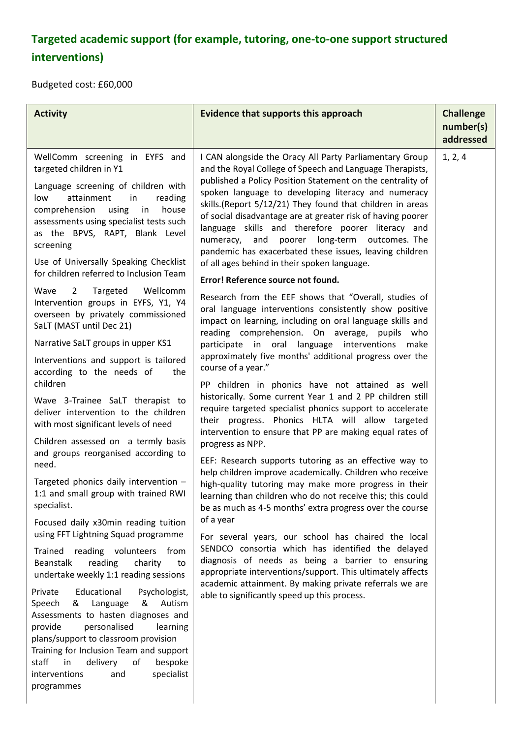## Targeted academic support (for example, tutoring, one-to-one support structured interventions)

Budgeted cost: £60,000

| Activity | Evidence that supports this approach | Challenge number(s) addressed |
|---|---|---|
| WellComm screening in EYFS and targeted children in Y1<br><br>Language screening of children with low attainment in reading comprehension using in house assessments using specialist tests such as the BPVS, RAPT, Blank Level screening<br><br>Use of Universally Speaking Checklist for children referred to Inclusion Team<br><br>Wave 2 Targeted Wellcomm Intervention groups in EYFS, Y1, Y4 overseen by privately commissioned SaLT (MAST until Dec 21)<br><br>Narrative SaLT groups in upper KS1<br><br>Interventions and support is tailored according to the needs of the children<br><br>Wave 3-Trainee SaLT therapist to deliver intervention to the children with most significant levels of need<br><br>Children assessed on a termly basis and groups reorganised according to need.<br><br>Targeted phonics daily intervention – 1:1 and small group with trained RWI specialist.<br><br>Focused daily x30min reading tuition using FFT Lightning Squad programme<br><br>Trained reading volunteers from Beanstalk reading charity to undertake weekly 1:1 reading sessions<br><br>Private Educational Psychologist, Speech & Language & Autism Assessments to hasten diagnoses and provide personalised learning plans/support to classroom provision<br>Training for Inclusion Team and support staff in delivery of bespoke interventions and specialist programmes | I CAN alongside the Oracy All Party Parliamentary Group and the Royal College of Speech and Language Therapists, published a Policy Position Statement on the centrality of spoken language to developing literacy and numeracy skills.(Report 5/12/21) They found that children in areas of social disadvantage are at greater risk of having poorer language skills and therefore poorer literacy and numeracy, and poorer long-term outcomes. The pandemic has exacerbated these issues, leaving children of all ages behind in their spoken language.<br><br>**Error! Reference source not found.**<br><br>Research from the EEF shows that "Overall, studies of oral language interventions consistently show positive impact on learning, including on oral language skills and reading comprehension. On average, pupils who participate in oral language interventions make approximately five months' additional progress over the course of a year."<br><br>PP children in phonics have not attained as well historically. Some current Year 1 and 2 PP children still require targeted specialist phonics support to accelerate their progress. Phonics HLTA will allow targeted intervention to ensure that PP are making equal rates of progress as NPP.<br><br>EEF: Research supports tutoring as an effective way to help children improve academically. Children who receive high-quality tutoring may make more progress in their learning than children who do not receive this; this could be as much as 4-5 months' extra progress over the course of a year<br><br>For several years, our school has chaired the local SENDCO consortia which has identified the delayed diagnosis of needs as being a barrier to ensuring appropriate interventions/support. This ultimately affects academic attainment. By making private referrals we are able to significantly speed up this process. | 1, 2, 4 |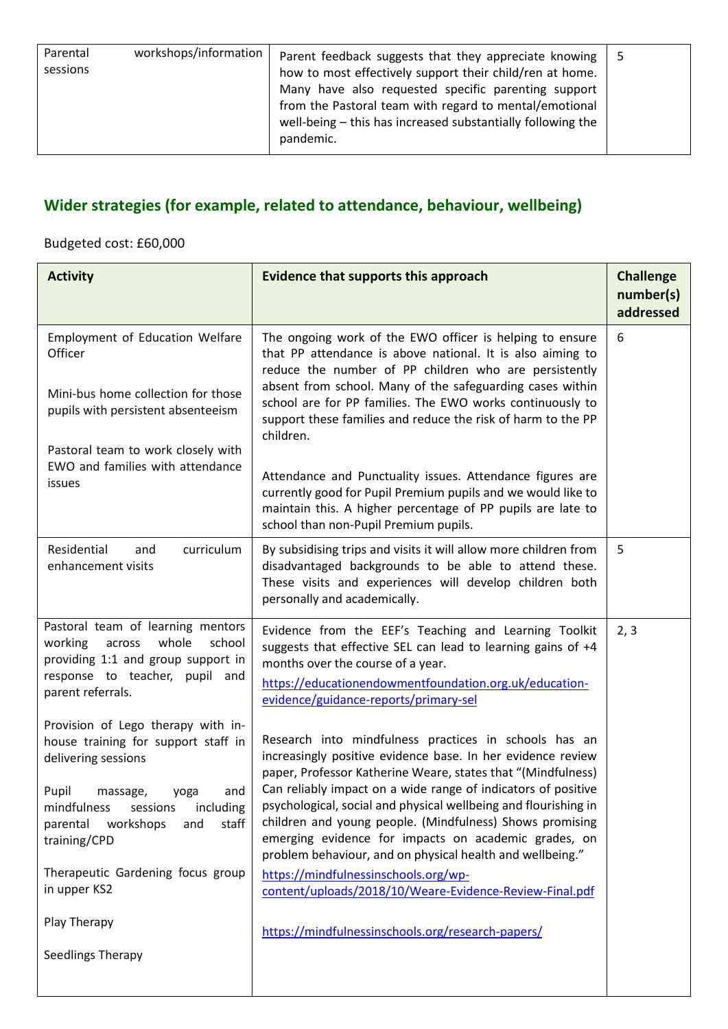| | | |
|---|---|---|
| Parental workshops/information sessions | Parent feedback suggests that they appreciate knowing how to most effectively support their child/ren at home. Many have also requested specific parenting support from the Pastoral team with regard to mental/emotional well-being – this has increased substantially following the pandemic. | 5 |

## Wider strategies (for example, related to attendance, behaviour, wellbeing)

Budgeted cost: £60,000

| Activity | Evidence that supports this approach | Challenge number(s) addressed |
|---|---|---|
| Employment of Education Welfare Officer<br><br>Mini-bus home collection for those pupils with persistent absenteeism<br><br>Pastoral team to work closely with EWO and families with attendance issues | The ongoing work of the EWO officer is helping to ensure that PP attendance is above national. It is also aiming to reduce the number of PP children who are persistently absent from school. Many of the safeguarding cases within school are for PP families. The EWO works continuously to support these families and reduce the risk of harm to the PP children.<br><br>Attendance and Punctuality issues. Attendance figures are currently good for Pupil Premium pupils and we would like to maintain this. A higher percentage of PP pupils are late to school than non-Pupil Premium pupils. | 6 |
| Residential and curriculum enhancement visits | By subsidising trips and visits it will allow more children from disadvantaged backgrounds to be able to attend these. These visits and experiences will develop children both personally and academically. | 5 |
| Pastoral team of learning mentors working across whole school providing 1:1 and group support in response to teacher, pupil and parent referrals.<br><br>Provision of Lego therapy with in-house training for support staff in delivering sessions<br><br>Pupil massage, yoga and mindfulness sessions including parental workshops and staff training/CPD<br><br>Therapeutic Gardening focus group in upper KS2<br><br>Play Therapy<br><br>Seedlings Therapy | Evidence from the EEF's Teaching and Learning Toolkit suggests that effective SEL can lead to learning gains of +4 months over the course of a year.<br>https://educationendowmentfoundation.org.uk/education-evidence/guidance-reports/primary-sel<br><br>Research into mindfulness practices in schools has an increasingly positive evidence base. In her evidence review paper, Professor Katherine Weare, states that "(Mindfulness) Can reliably impact on a wide range of indicators of positive psychological, social and physical wellbeing and flourishing in children and young people. (Mindfulness) Shows promising emerging evidence for impacts on academic grades, on problem behaviour, and on physical health and wellbeing."<br>https://mindfulnessinschools.org/wp-content/uploads/2018/10/Weare-Evidence-Review-Final.pdf<br><br>https://mindfulnessinschools.org/research-papers/ | 2, 3 |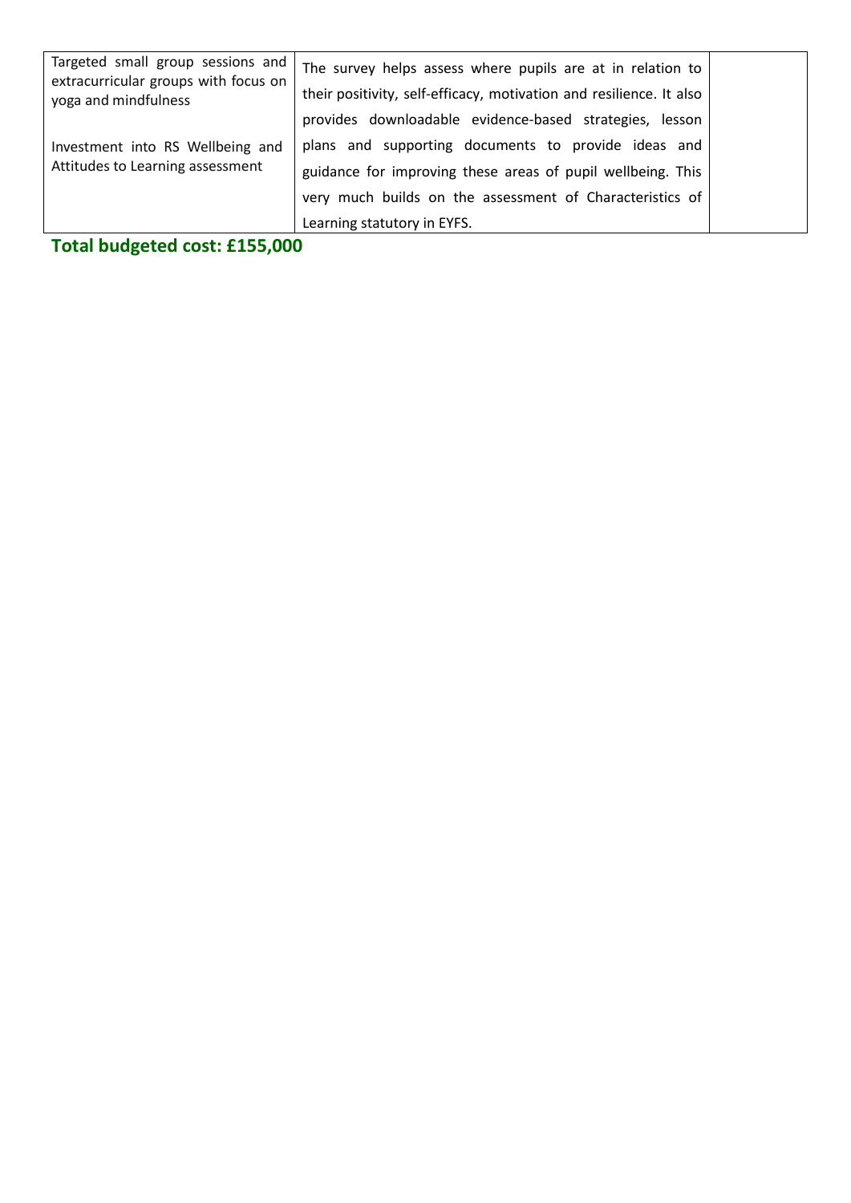| | | |
|---|---|---|
| Targeted small group sessions and extracurricular groups with focus on yoga and mindfulness<br><br>Investment into RS Wellbeing and Attitudes to Learning assessment | The survey helps assess where pupils are at in relation to their positivity, self-efficacy, motivation and resilience. It also provides downloadable evidence-based strategies, lesson plans and supporting documents to provide ideas and guidance for improving these areas of pupil wellbeing. This very much builds on the assessment of Characteristics of Learning statutory in EYFS. | |

**Total budgeted cost: £155,000**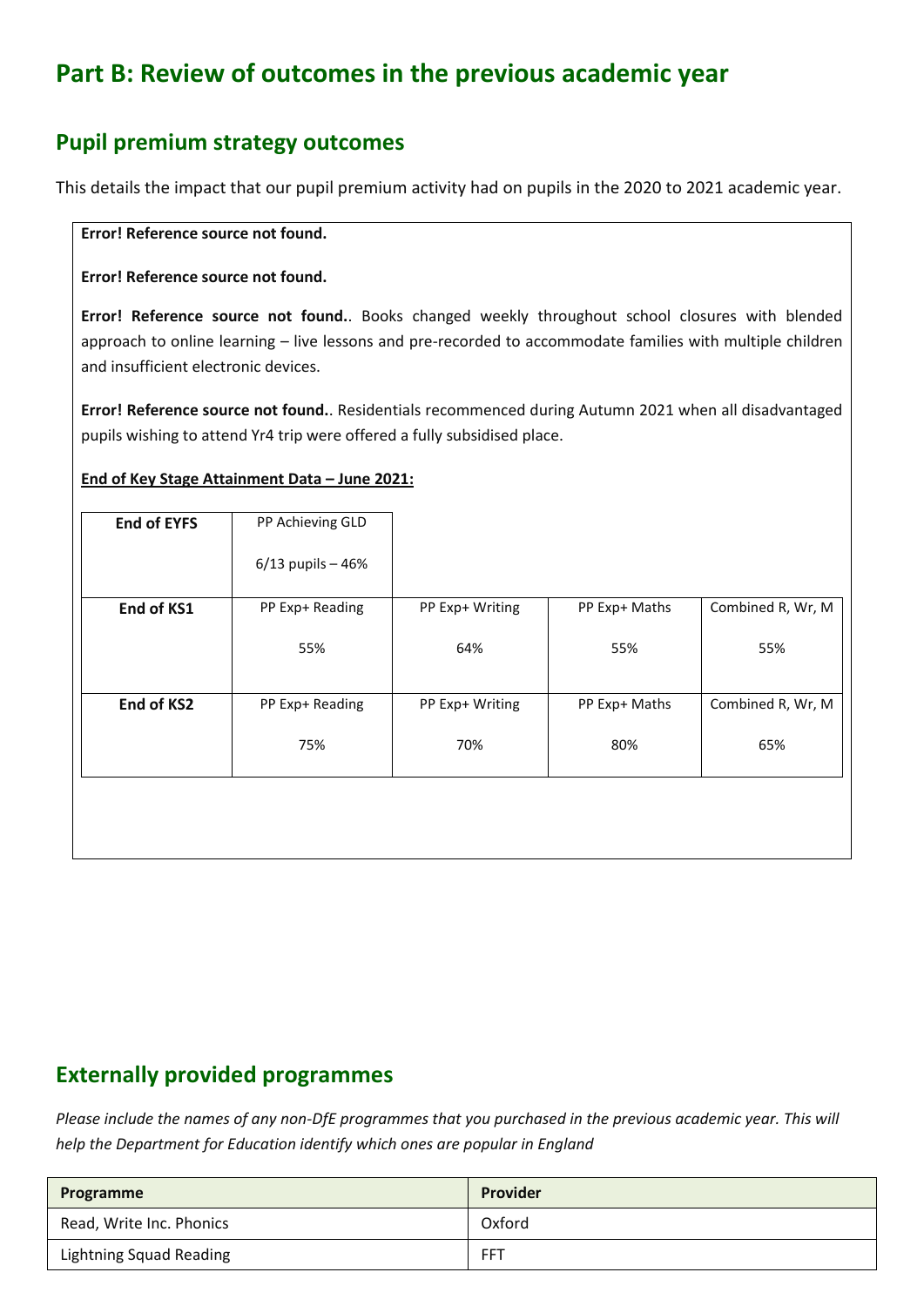# Part B: Review of outcomes in the previous academic year

## Pupil premium strategy outcomes

This details the impact that our pupil premium activity had on pupils in the 2020 to 2021 academic year.

**Error! Reference source not found.**

**Error! Reference source not found.**

**Error! Reference source not found.**. Books changed weekly throughout school closures with blended approach to online learning – live lessons and pre-recorded to accommodate families with multiple children and insufficient electronic devices.

**Error! Reference source not found.**. Residentials recommenced during Autumn 2021 when all disadvantaged pupils wishing to attend Yr4 trip were offered a fully subsidised place.

**End of Key Stage Attainment Data – June 2021:**

| | | | | |
|---|---|---|---|---|
| **End of EYFS** | PP Achieving GLD<br><br>6/13 pupils – 46% | | | |
| **End of KS1** | PP Exp+ Reading<br><br>55% | PP Exp+ Writing<br><br>64% | PP Exp+ Maths<br><br>55% | Combined R, Wr, M<br><br>55% |
| **End of KS2** | PP Exp+ Reading<br><br>75% | PP Exp+ Writing<br><br>70% | PP Exp+ Maths<br><br>80% | Combined R, Wr, M<br><br>65% |

## Externally provided programmes

*Please include the names of any non-DfE programmes that you purchased in the previous academic year. This will help the Department for Education identify which ones are popular in England*

| Programme | Provider |
|---|---|
| Read, Write Inc. Phonics | Oxford |
| Lightning Squad Reading | FFT |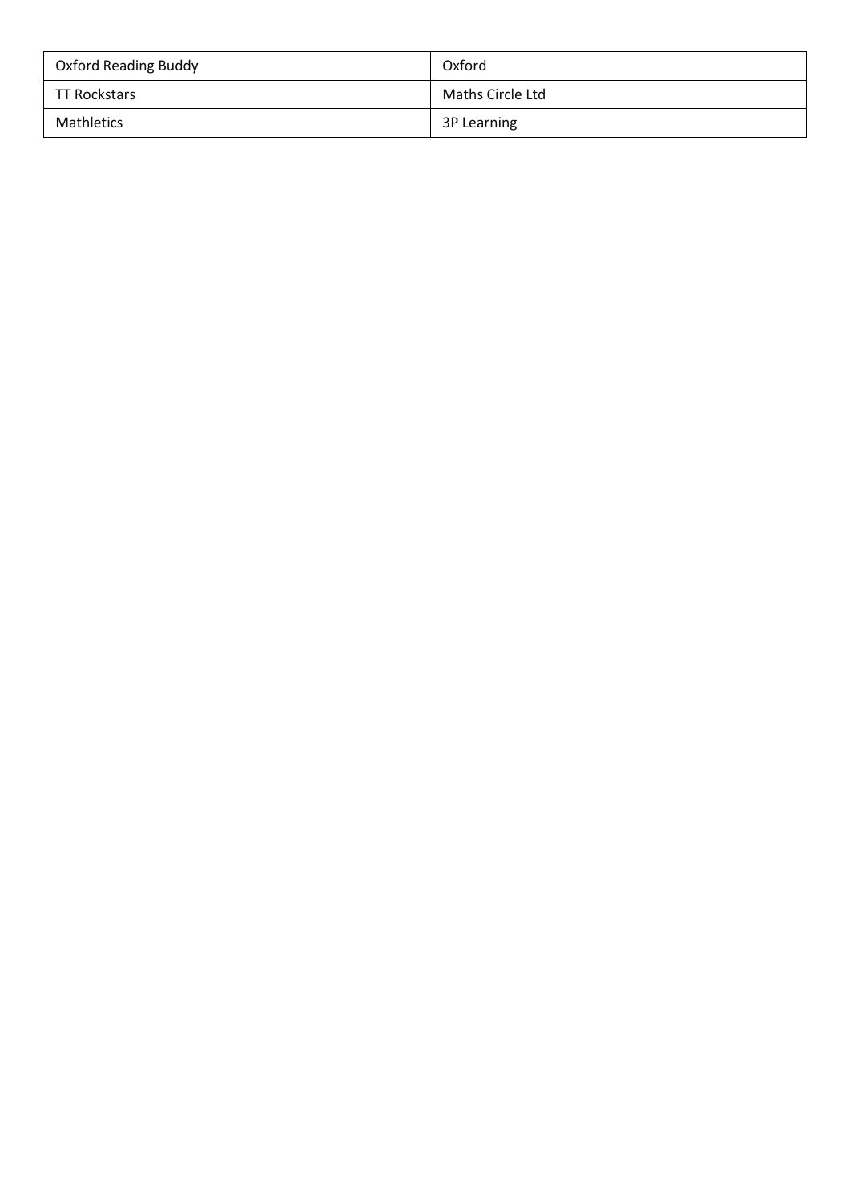| | |
|---|---|
| Oxford Reading Buddy | Oxford |
| TT Rockstars | Maths Circle Ltd |
| Mathletics | 3P Learning |